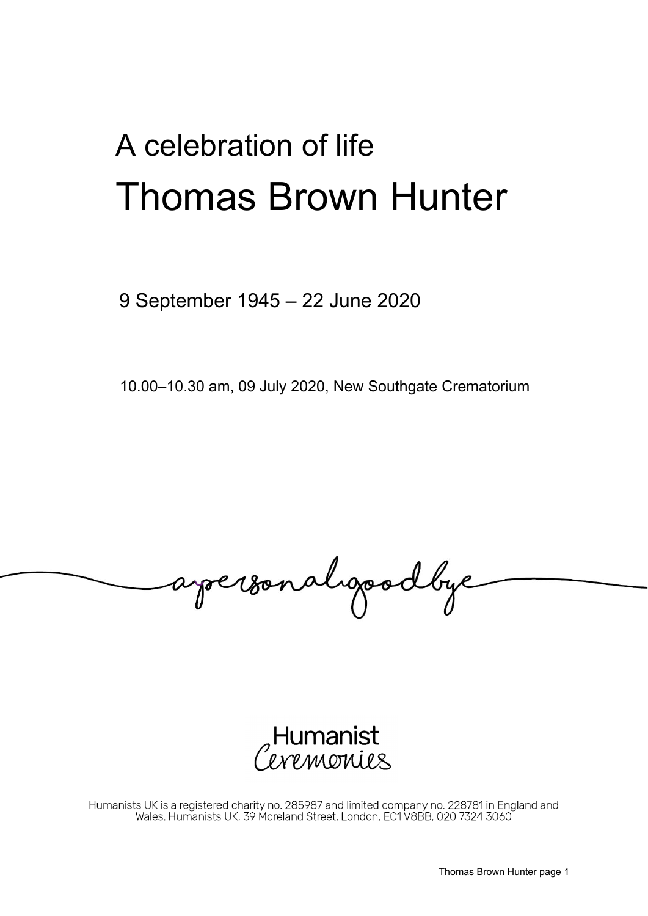# A celebration of life
# Thomas Brown Hunter

9 September 1945 – 22 June 2020

10.00–10.30 am, 09 July 2020, New Southgate Crematorium

apersonalgoodbye

Humanist Ceremonies

Humanists UK is a registered charity no. 285987 and limited company no. 228781 in England and Wales. Humanists UK, 39 Moreland Street, London, EC1V 8BB, 020 7324 3060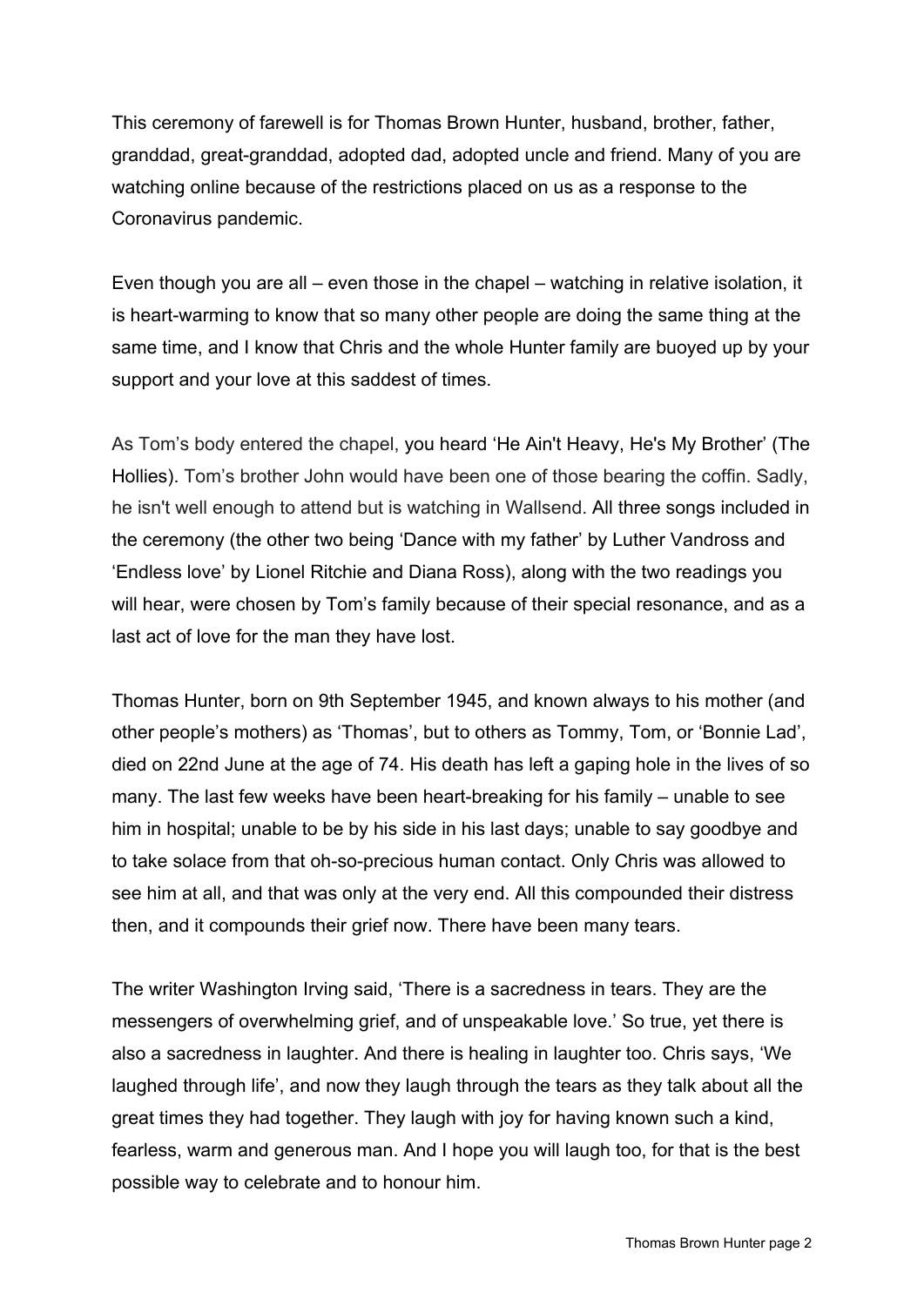This ceremony of farewell is for Thomas Brown Hunter, husband, brother, father, granddad, great-granddad, adopted dad, adopted uncle and friend. Many of you are watching online because of the restrictions placed on us as a response to the Coronavirus pandemic.

Even though you are all – even those in the chapel – watching in relative isolation, it is heart-warming to know that so many other people are doing the same thing at the same time, and I know that Chris and the whole Hunter family are buoyed up by your support and your love at this saddest of times.

As Tom's body entered the chapel, you heard 'He Ain't Heavy, He's My Brother' (The Hollies). Tom's brother John would have been one of those bearing the coffin. Sadly, he isn't well enough to attend but is watching in Wallsend. All three songs included in the ceremony (the other two being 'Dance with my father' by Luther Vandross and 'Endless love' by Lionel Ritchie and Diana Ross), along with the two readings you will hear, were chosen by Tom's family because of their special resonance, and as a last act of love for the man they have lost.

Thomas Hunter, born on 9th September 1945, and known always to his mother (and other people's mothers) as 'Thomas', but to others as Tommy, Tom, or 'Bonnie Lad', died on 22nd June at the age of 74. His death has left a gaping hole in the lives of so many. The last few weeks have been heart-breaking for his family – unable to see him in hospital; unable to be by his side in his last days; unable to say goodbye and to take solace from that oh-so-precious human contact. Only Chris was allowed to see him at all, and that was only at the very end. All this compounded their distress then, and it compounds their grief now. There have been many tears.

The writer Washington Irving said, 'There is a sacredness in tears. They are the messengers of overwhelming grief, and of unspeakable love.' So true, yet there is also a sacredness in laughter. And there is healing in laughter too. Chris says, 'We laughed through life', and now they laugh through the tears as they talk about all the great times they had together. They laugh with joy for having known such a kind, fearless, warm and generous man. And I hope you will laugh too, for that is the best possible way to celebrate and to honour him.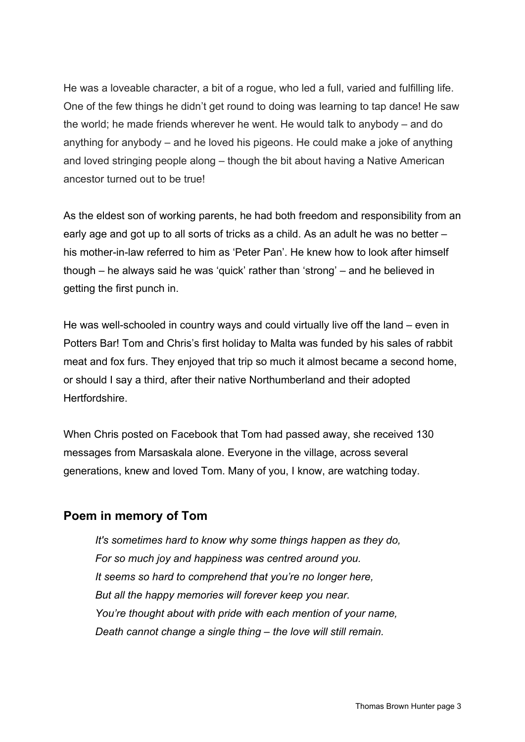He was a loveable character, a bit of a rogue, who led a full, varied and fulfilling life. One of the few things he didn't get round to doing was learning to tap dance! He saw the world; he made friends wherever he went. He would talk to anybody – and do anything for anybody – and he loved his pigeons. He could make a joke of anything and loved stringing people along – though the bit about having a Native American ancestor turned out to be true!

As the eldest son of working parents, he had both freedom and responsibility from an early age and got up to all sorts of tricks as a child. As an adult he was no better – his mother-in-law referred to him as 'Peter Pan'. He knew how to look after himself though – he always said he was 'quick' rather than 'strong' – and he believed in getting the first punch in.

He was well-schooled in country ways and could virtually live off the land – even in Potters Bar! Tom and Chris's first holiday to Malta was funded by his sales of rabbit meat and fox furs. They enjoyed that trip so much it almost became a second home, or should I say a third, after their native Northumberland and their adopted Hertfordshire.

When Chris posted on Facebook that Tom had passed away, she received 130 messages from Marsaskala alone. Everyone in the village, across several generations, knew and loved Tom. Many of you, I know, are watching today.

## Poem in memory of Tom

*It's sometimes hard to know why some things happen as they do,*
*For so much joy and happiness was centred around you.*
*It seems so hard to comprehend that you're no longer here,*
*But all the happy memories will forever keep you near.*
*You're thought about with pride with each mention of your name,*
*Death cannot change a single thing – the love will still remain.*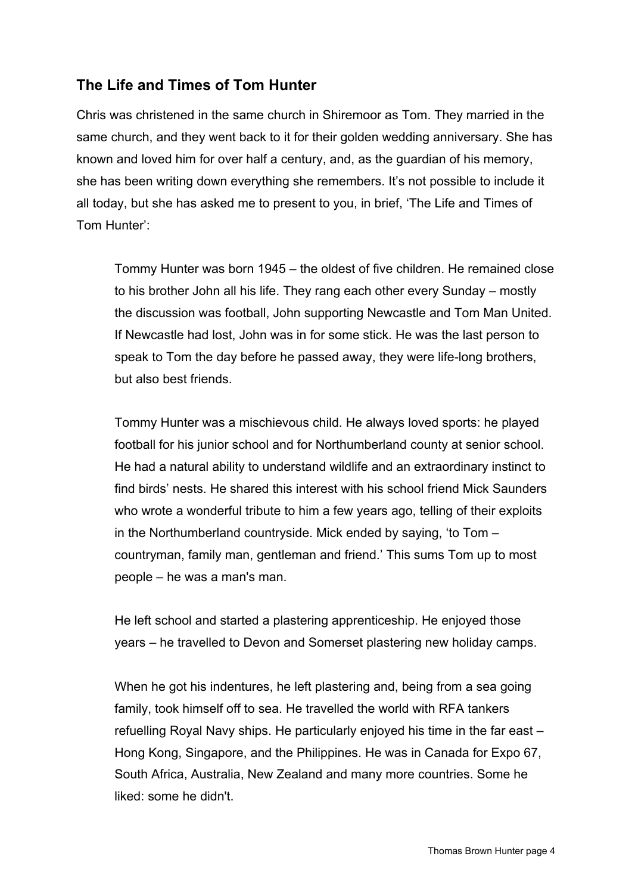## The Life and Times of Tom Hunter

Chris was christened in the same church in Shiremoor as Tom. They married in the same church, and they went back to it for their golden wedding anniversary. She has known and loved him for over half a century, and, as the guardian of his memory, she has been writing down everything she remembers. It's not possible to include it all today, but she has asked me to present to you, in brief, 'The Life and Times of Tom Hunter':

> Tommy Hunter was born 1945 – the oldest of five children. He remained close to his brother John all his life. They rang each other every Sunday – mostly the discussion was football, John supporting Newcastle and Tom Man United. If Newcastle had lost, John was in for some stick. He was the last person to speak to Tom the day before he passed away, they were life-long brothers, but also best friends.
>
> Tommy Hunter was a mischievous child. He always loved sports: he played football for his junior school and for Northumberland county at senior school. He had a natural ability to understand wildlife and an extraordinary instinct to find birds' nests. He shared this interest with his school friend Mick Saunders who wrote a wonderful tribute to him a few years ago, telling of their exploits in the Northumberland countryside. Mick ended by saying, 'to Tom – countryman, family man, gentleman and friend.' This sums Tom up to most people – he was a man's man.
>
> He left school and started a plastering apprenticeship. He enjoyed those years – he travelled to Devon and Somerset plastering new holiday camps.
>
> When he got his indentures, he left plastering and, being from a sea going family, took himself off to sea. He travelled the world with RFA tankers refuelling Royal Navy ships. He particularly enjoyed his time in the far east – Hong Kong, Singapore, and the Philippines. He was in Canada for Expo 67, South Africa, Australia, New Zealand and many more countries. Some he liked: some he didn't.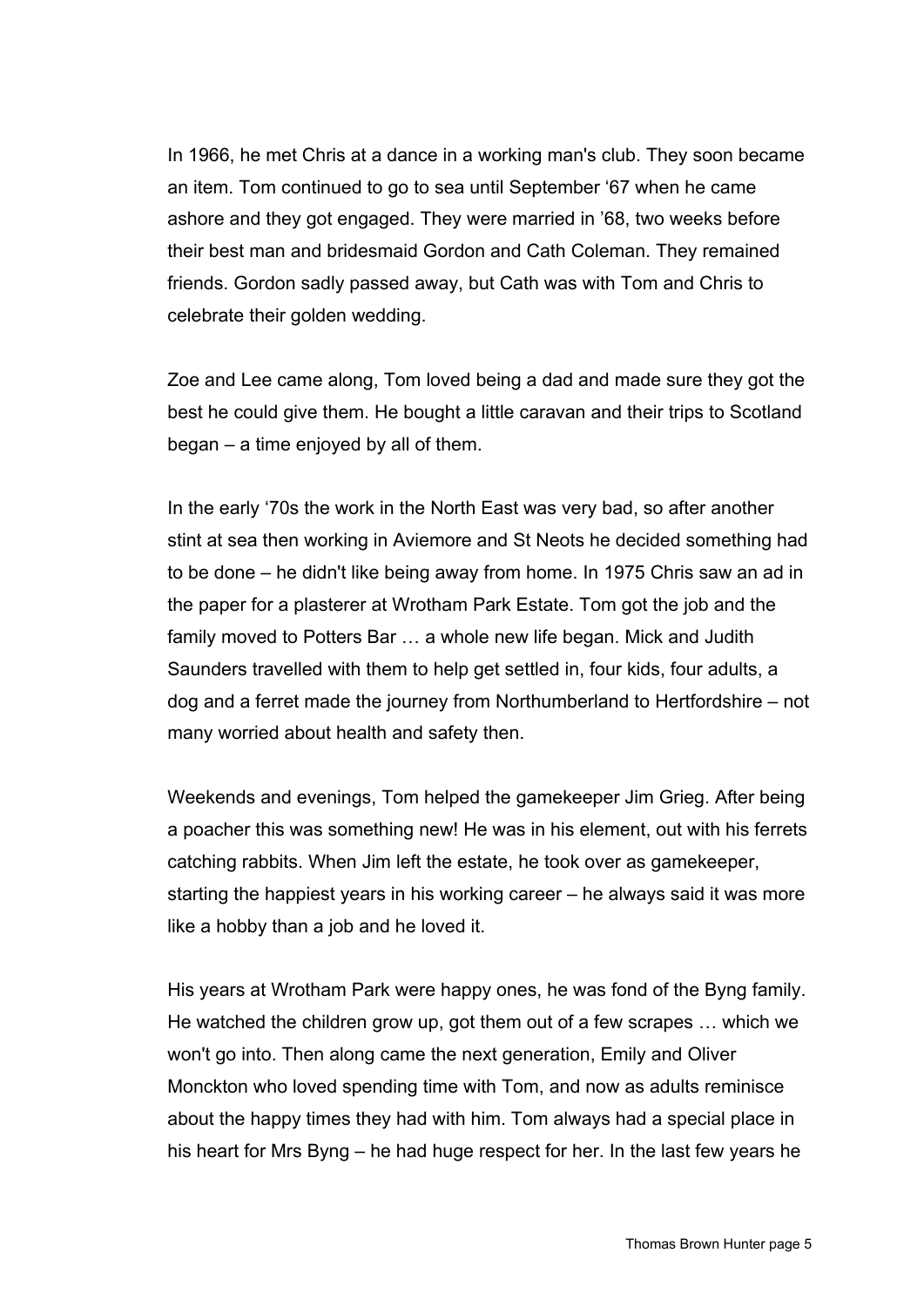In 1966, he met Chris at a dance in a working man's club. They soon became an item. Tom continued to go to sea until September '67 when he came ashore and they got engaged. They were married in '68, two weeks before their best man and bridesmaid Gordon and Cath Coleman. They remained friends. Gordon sadly passed away, but Cath was with Tom and Chris to celebrate their golden wedding.

Zoe and Lee came along, Tom loved being a dad and made sure they got the best he could give them. He bought a little caravan and their trips to Scotland began – a time enjoyed by all of them.

In the early '70s the work in the North East was very bad, so after another stint at sea then working in Aviemore and St Neots he decided something had to be done – he didn't like being away from home. In 1975 Chris saw an ad in the paper for a plasterer at Wrotham Park Estate. Tom got the job and the family moved to Potters Bar … a whole new life began. Mick and Judith Saunders travelled with them to help get settled in, four kids, four adults, a dog and a ferret made the journey from Northumberland to Hertfordshire – not many worried about health and safety then.

Weekends and evenings, Tom helped the gamekeeper Jim Grieg. After being a poacher this was something new! He was in his element, out with his ferrets catching rabbits. When Jim left the estate, he took over as gamekeeper, starting the happiest years in his working career – he always said it was more like a hobby than a job and he loved it.

His years at Wrotham Park were happy ones, he was fond of the Byng family. He watched the children grow up, got them out of a few scrapes … which we won't go into. Then along came the next generation, Emily and Oliver Monckton who loved spending time with Tom, and now as adults reminisce about the happy times they had with him. Tom always had a special place in his heart for Mrs Byng – he had huge respect for her. In the last few years he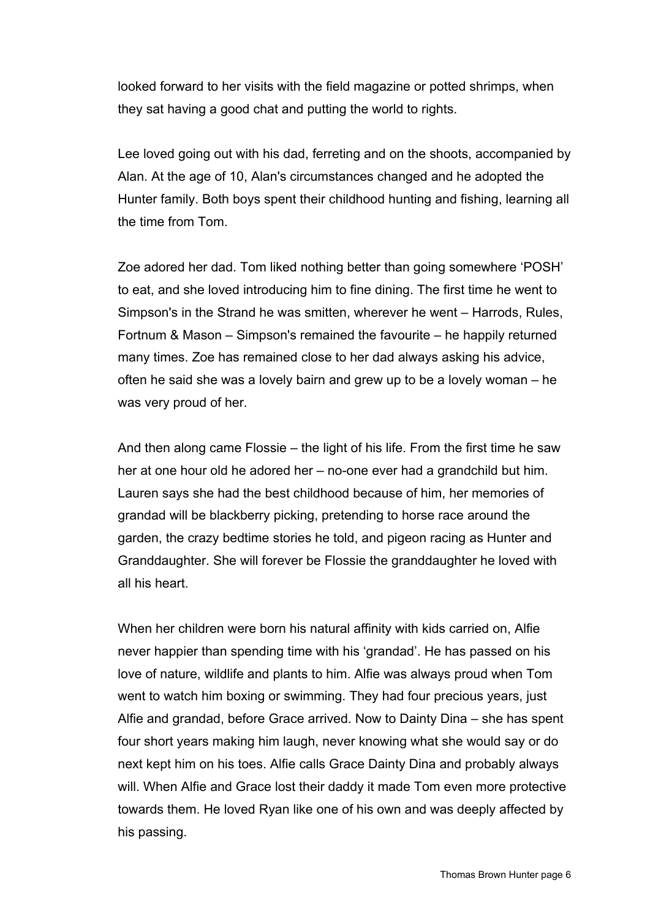looked forward to her visits with the field magazine or potted shrimps, when they sat having a good chat and putting the world to rights.

Lee loved going out with his dad, ferreting and on the shoots, accompanied by Alan. At the age of 10, Alan's circumstances changed and he adopted the Hunter family. Both boys spent their childhood hunting and fishing, learning all the time from Tom.

Zoe adored her dad. Tom liked nothing better than going somewhere 'POSH' to eat, and she loved introducing him to fine dining. The first time he went to Simpson's in the Strand he was smitten, wherever he went – Harrods, Rules, Fortnum & Mason – Simpson's remained the favourite – he happily returned many times. Zoe has remained close to her dad always asking his advice, often he said she was a lovely bairn and grew up to be a lovely woman – he was very proud of her.

And then along came Flossie – the light of his life. From the first time he saw her at one hour old he adored her – no-one ever had a grandchild but him. Lauren says she had the best childhood because of him, her memories of grandad will be blackberry picking, pretending to horse race around the garden, the crazy bedtime stories he told, and pigeon racing as Hunter and Granddaughter. She will forever be Flossie the granddaughter he loved with all his heart.

When her children were born his natural affinity with kids carried on, Alfie never happier than spending time with his 'grandad'. He has passed on his love of nature, wildlife and plants to him. Alfie was always proud when Tom went to watch him boxing or swimming. They had four precious years, just Alfie and grandad, before Grace arrived. Now to Dainty Dina – she has spent four short years making him laugh, never knowing what she would say or do next kept him on his toes. Alfie calls Grace Dainty Dina and probably always will. When Alfie and Grace lost their daddy it made Tom even more protective towards them. He loved Ryan like one of his own and was deeply affected by his passing.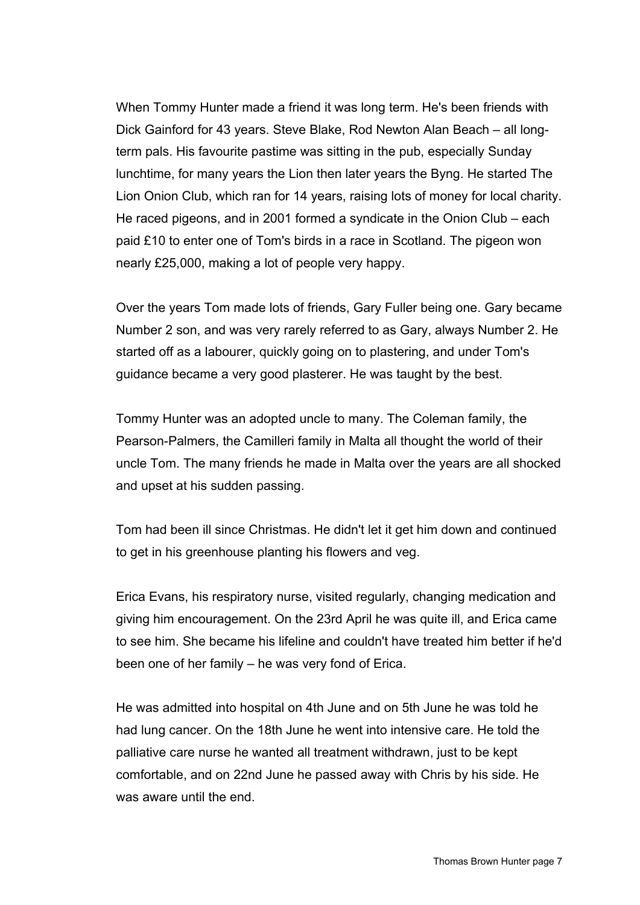When Tommy Hunter made a friend it was long term. He's been friends with Dick Gainford for 43 years. Steve Blake, Rod Newton Alan Beach – all long-term pals. His favourite pastime was sitting in the pub, especially Sunday lunchtime, for many years the Lion then later years the Byng. He started The Lion Onion Club, which ran for 14 years, raising lots of money for local charity. He raced pigeons, and in 2001 formed a syndicate in the Onion Club – each paid £10 to enter one of Tom's birds in a race in Scotland. The pigeon won nearly £25,000, making a lot of people very happy.

Over the years Tom made lots of friends, Gary Fuller being one. Gary became Number 2 son, and was very rarely referred to as Gary, always Number 2. He started off as a labourer, quickly going on to plastering, and under Tom's guidance became a very good plasterer. He was taught by the best.

Tommy Hunter was an adopted uncle to many. The Coleman family, the Pearson-Palmers, the Camilleri family in Malta all thought the world of their uncle Tom. The many friends he made in Malta over the years are all shocked and upset at his sudden passing.

Tom had been ill since Christmas. He didn't let it get him down and continued to get in his greenhouse planting his flowers and veg.

Erica Evans, his respiratory nurse, visited regularly, changing medication and giving him encouragement. On the 23rd April he was quite ill, and Erica came to see him. She became his lifeline and couldn't have treated him better if he'd been one of her family – he was very fond of Erica.

He was admitted into hospital on 4th June and on 5th June he was told he had lung cancer. On the 18th June he went into intensive care. He told the palliative care nurse he wanted all treatment withdrawn, just to be kept comfortable, and on 22nd June he passed away with Chris by his side. He was aware until the end.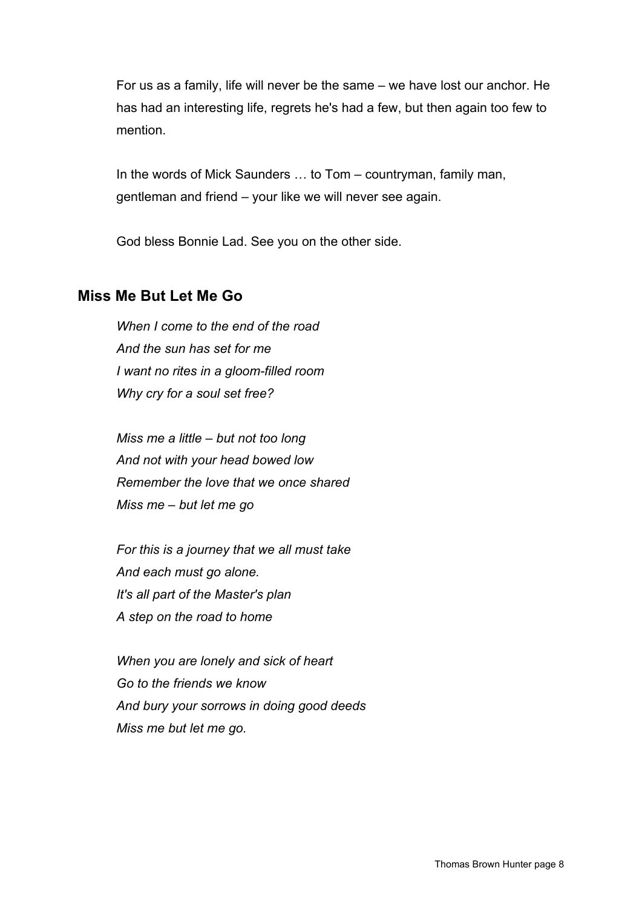For us as a family, life will never be the same – we have lost our anchor. He has had an interesting life, regrets he's had a few, but then again too few to mention.

In the words of Mick Saunders … to Tom – countryman, family man, gentleman and friend – your like we will never see again.

God bless Bonnie Lad. See you on the other side.

## Miss Me But Let Me Go

*When I come to the end of the road*
*And the sun has set for me*
*I want no rites in a gloom-filled room*
*Why cry for a soul set free?*

*Miss me a little – but not too long*
*And not with your head bowed low*
*Remember the love that we once shared*
*Miss me – but let me go*

*For this is a journey that we all must take*
*And each must go alone.*
*It's all part of the Master's plan*
*A step on the road to home*

*When you are lonely and sick of heart*
*Go to the friends we know*
*And bury your sorrows in doing good deeds*
*Miss me but let me go.*